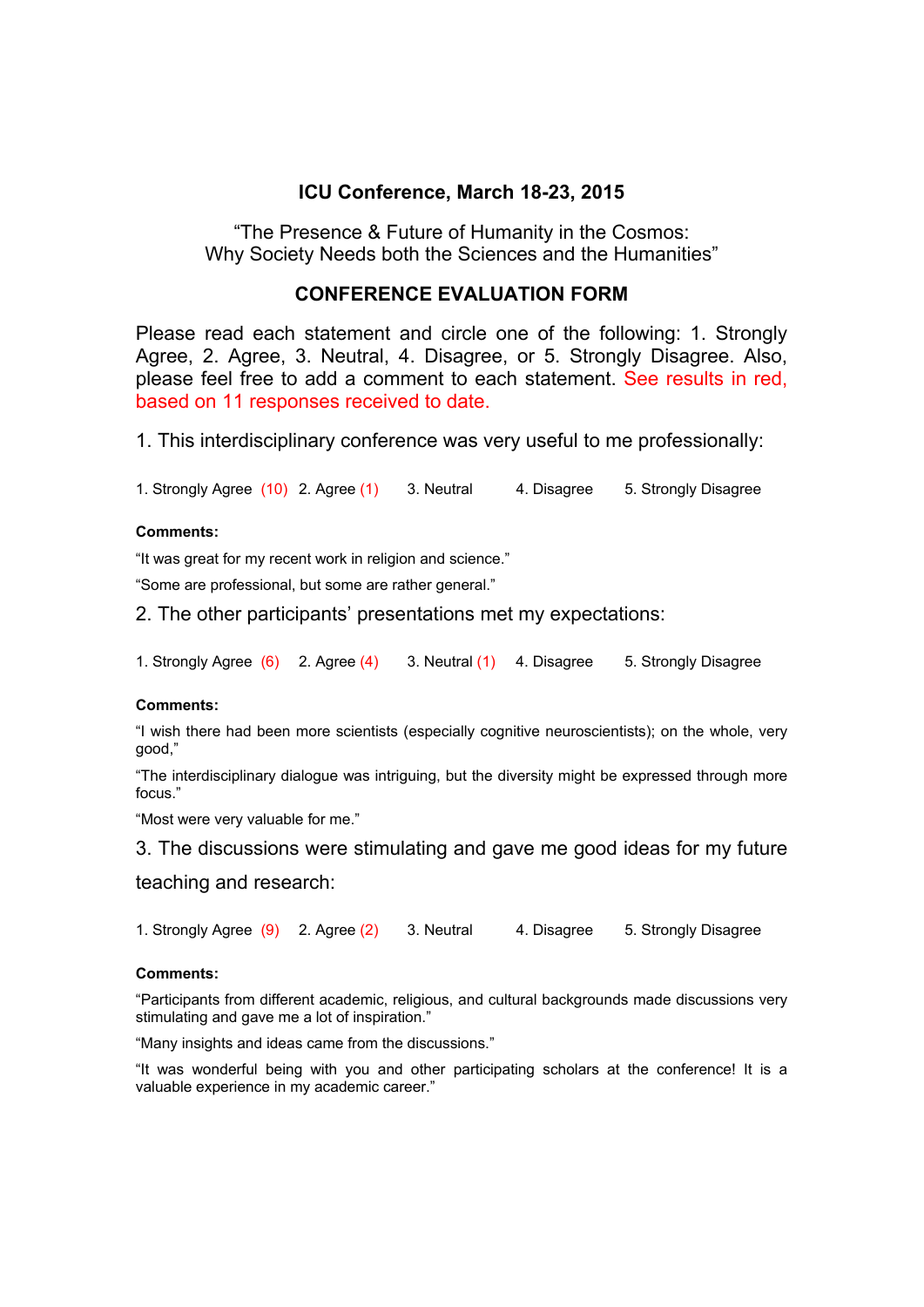## ICU Conference, March 18-23, 2015

“The Presence & Future of Humanity in the Cosmos:
Why Society Needs both the Sciences and the Humanities”

## CONFERENCE EVALUATION FORM

Please read each statement and circle one of the following: 1. Strongly Agree, 2. Agree, 3. Neutral, 4. Disagree, or 5. Strongly Disagree. Also, please feel free to add a comment to each statement. See results in red, based on 11 responses received to date.

1. This interdisciplinary conference was very useful to me professionally:

1. Strongly Agree (10) 2. Agree (1) 3. Neutral 4. Disagree 5. Strongly Disagree

**Comments:**

“It was great for my recent work in religion and science.”

“Some are professional, but some are rather general.”

2. The other participants’ presentations met my expectations:

1. Strongly Agree (6) 2. Agree (4) 3. Neutral (1) 4. Disagree 5. Strongly Disagree

**Comments:**

“I wish there had been more scientists (especially cognitive neuroscientists); on the whole, very good,”

“The interdisciplinary dialogue was intriguing, but the diversity might be expressed through more focus.”

“Most were very valuable for me.”

3. The discussions were stimulating and gave me good ideas for my future teaching and research:

1. Strongly Agree (9) 2. Agree (2) 3. Neutral 4. Disagree 5. Strongly Disagree

**Comments:**

“Participants from different academic, religious, and cultural backgrounds made discussions very stimulating and gave me a lot of inspiration.”

“Many insights and ideas came from the discussions.”

“It was wonderful being with you and other participating scholars at the conference! It is a valuable experience in my academic career.”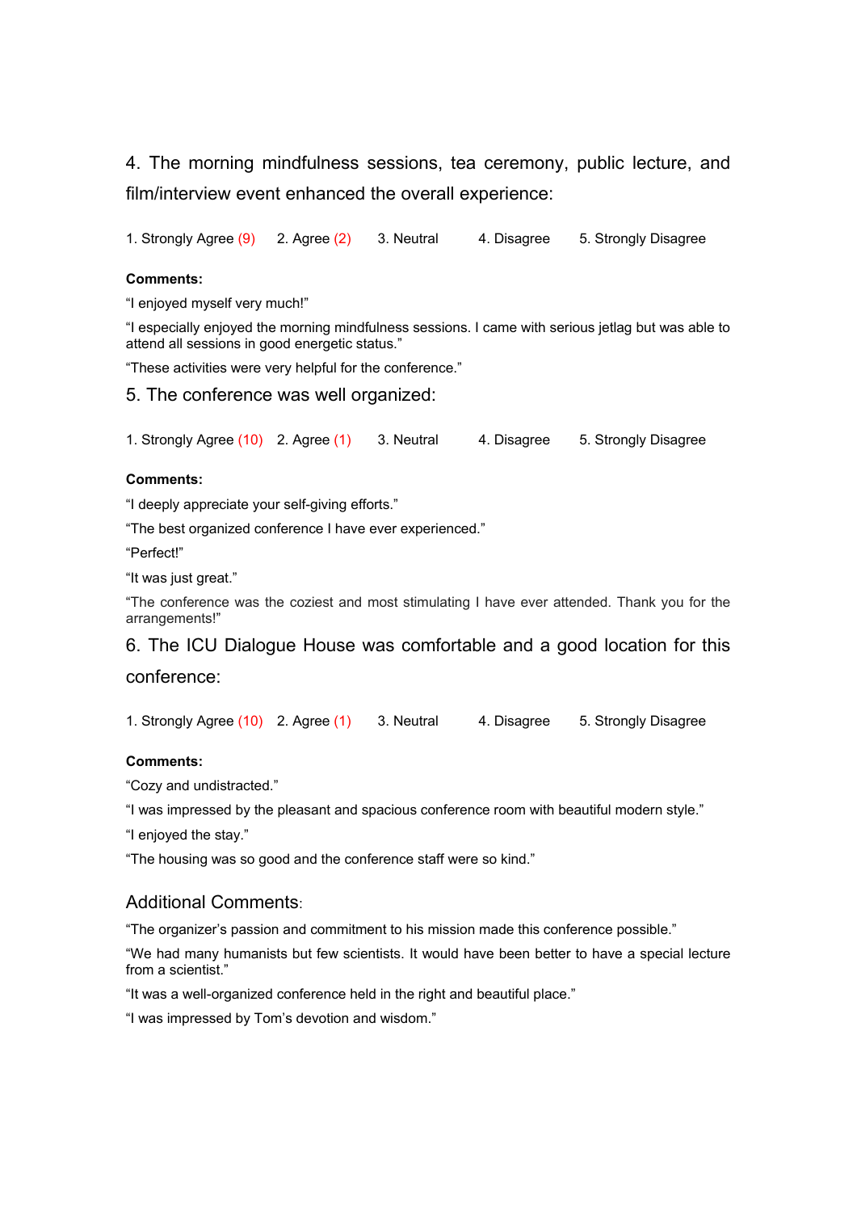## 4. The morning mindfulness sessions, tea ceremony, public lecture, and film/interview event enhanced the overall experience:

1. Strongly Agree (9)    2. Agree (2)    3. Neutral    4. Disagree    5. Strongly Disagree

**Comments:**

"I enjoyed myself very much!"

"I especially enjoyed the morning mindfulness sessions. I came with serious jetlag but was able to attend all sessions in good energetic status."

"These activities were very helpful for the conference."

## 5. The conference was well organized:

1. Strongly Agree (10)    2. Agree (1)    3. Neutral    4. Disagree    5. Strongly Disagree

**Comments:**

"I deeply appreciate your self-giving efforts."

"The best organized conference I have ever experienced."

"Perfect!"

"It was just great."

"The conference was the coziest and most stimulating I have ever attended. Thank you for the arrangements!"

## 6. The ICU Dialogue House was comfortable and a good location for this conference:

1. Strongly Agree (10)    2. Agree (1)    3. Neutral    4. Disagree    5. Strongly Disagree

**Comments:**

"Cozy and undistracted."

"I was impressed by the pleasant and spacious conference room with beautiful modern style."

"I enjoyed the stay."

"The housing was so good and the conference staff were so kind."

## Additional Comments:

"The organizer's passion and commitment to his mission made this conference possible."

"We had many humanists but few scientists. It would have been better to have a special lecture from a scientist."

"It was a well-organized conference held in the right and beautiful place."

"I was impressed by Tom's devotion and wisdom."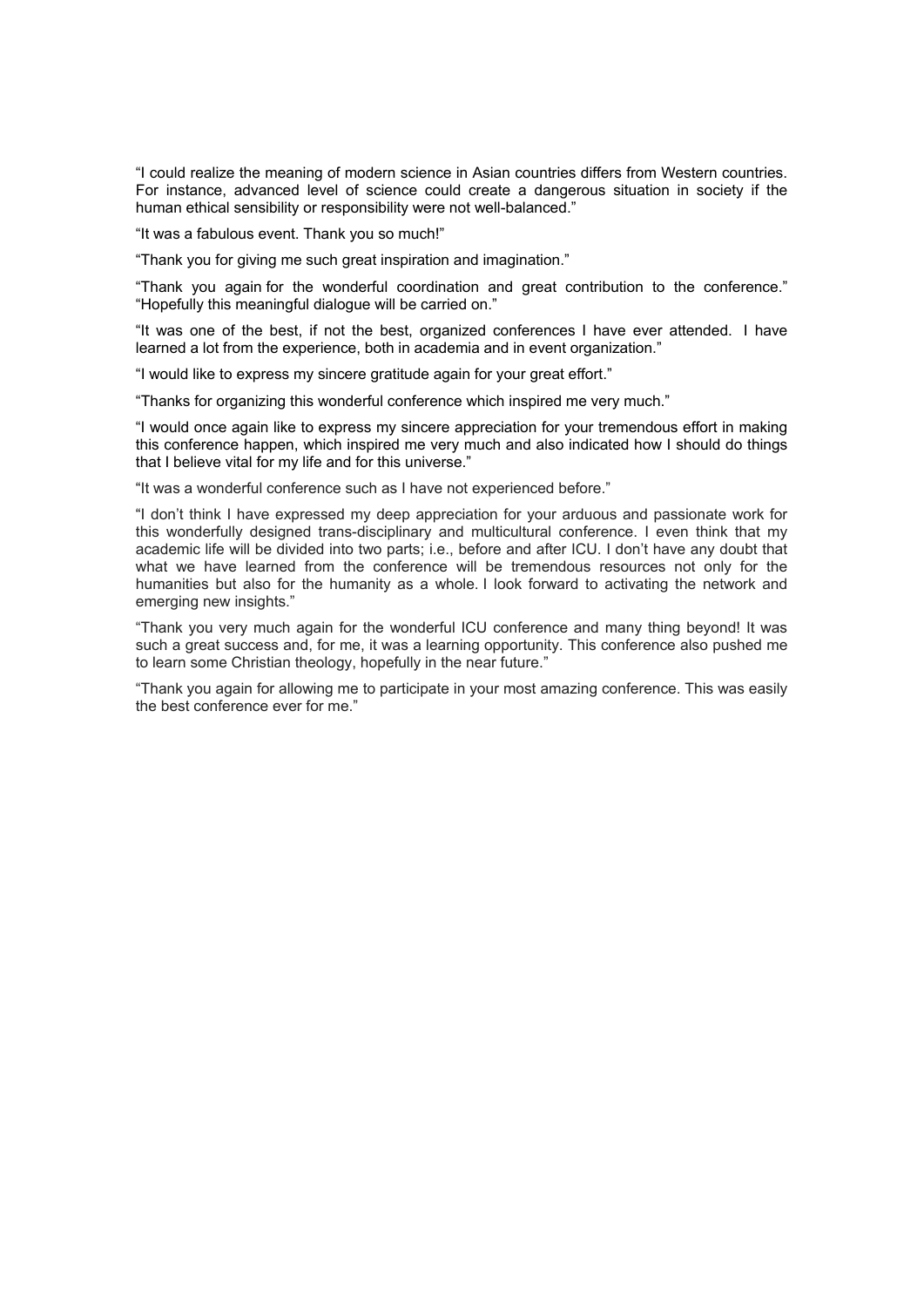“I could realize the meaning of modern science in Asian countries differs from Western countries. For instance, advanced level of science could create a dangerous situation in society if the human ethical sensibility or responsibility were not well-balanced.”

“It was a fabulous event. Thank you so much!”

“Thank you for giving me such great inspiration and imagination.”

“Thank you again for the wonderful coordination and great contribution to the conference.” “Hopefully this meaningful dialogue will be carried on.”

“It was one of the best, if not the best, organized conferences I have ever attended. I have learned a lot from the experience, both in academia and in event organization.”

“I would like to express my sincere gratitude again for your great effort.”

“Thanks for organizing this wonderful conference which inspired me very much.”

“I would once again like to express my sincere appreciation for your tremendous effort in making this conference happen, which inspired me very much and also indicated how I should do things that I believe vital for my life and for this universe.”

“It was a wonderful conference such as I have not experienced before.”

“I don’t think I have expressed my deep appreciation for your arduous and passionate work for this wonderfully designed trans-disciplinary and multicultural conference. I even think that my academic life will be divided into two parts; i.e., before and after ICU. I don’t have any doubt that what we have learned from the conference will be tremendous resources not only for the humanities but also for the humanity as a whole. I look forward to activating the network and emerging new insights.”

“Thank you very much again for the wonderful ICU conference and many thing beyond! It was such a great success and, for me, it was a learning opportunity. This conference also pushed me to learn some Christian theology, hopefully in the near future.”

“Thank you again for allowing me to participate in your most amazing conference. This was easily the best conference ever for me.”